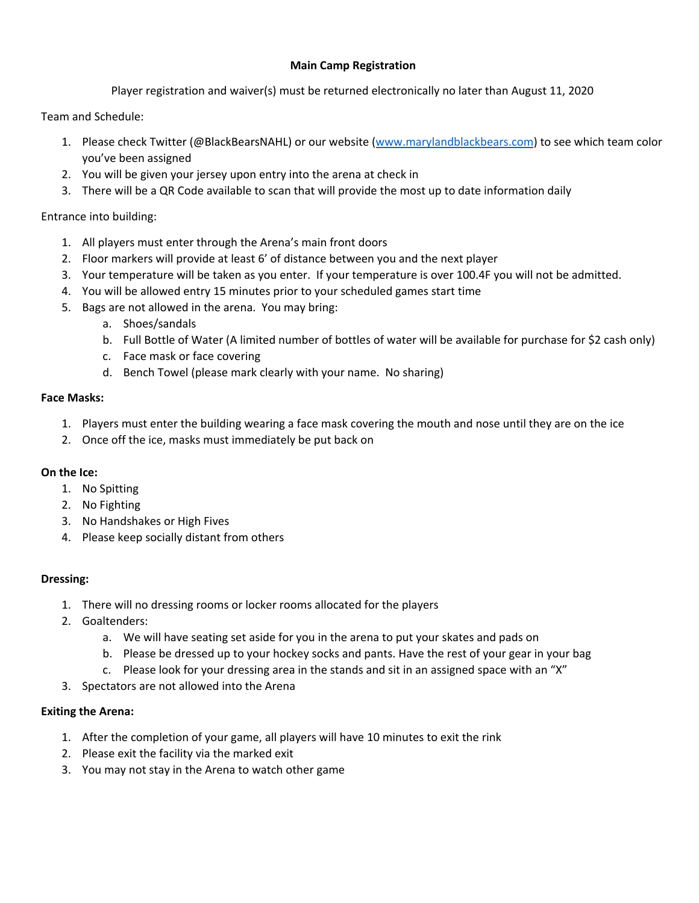**Main Camp Registration**

Player registration and waiver(s) must be returned electronically no later than August 11, 2020

Team and Schedule:

1. Please check Twitter (@BlackBearsNAHL) or our website ([www.marylandblackbears.com](http://www.marylandblackbears.com)) to see which team color you've been assigned
2. You will be given your jersey upon entry into the arena at check in
3. There will be a QR Code available to scan that will provide the most up to date information daily

Entrance into building:

1. All players must enter through the Arena's main front doors
2. Floor markers will provide at least 6' of distance between you and the next player
3. Your temperature will be taken as you enter. If your temperature is over 100.4F you will not be admitted.
4. You will be allowed entry 15 minutes prior to your scheduled games start time
5. Bags are not allowed in the arena. You may bring:
   a. Shoes/sandals
   b. Full Bottle of Water (A limited number of bottles of water will be available for purchase for $2 cash only)
   c. Face mask or face covering
   d. Bench Towel (please mark clearly with your name. No sharing)

**Face Masks:**

1. Players must enter the building wearing a face mask covering the mouth and nose until they are on the ice
2. Once off the ice, masks must immediately be put back on

**On the Ice:**

1. No Spitting
2. No Fighting
3. No Handshakes or High Fives
4. Please keep socially distant from others

**Dressing:**

1. There will no dressing rooms or locker rooms allocated for the players
2. Goaltenders:
   a. We will have seating set aside for you in the arena to put your skates and pads on
   b. Please be dressed up to your hockey socks and pants. Have the rest of your gear in your bag
   c. Please look for your dressing area in the stands and sit in an assigned space with an "X"
3. Spectators are not allowed into the Arena

**Exiting the Arena:**

1. After the completion of your game, all players will have 10 minutes to exit the rink
2. Please exit the facility via the marked exit
3. You may not stay in the Arena to watch other game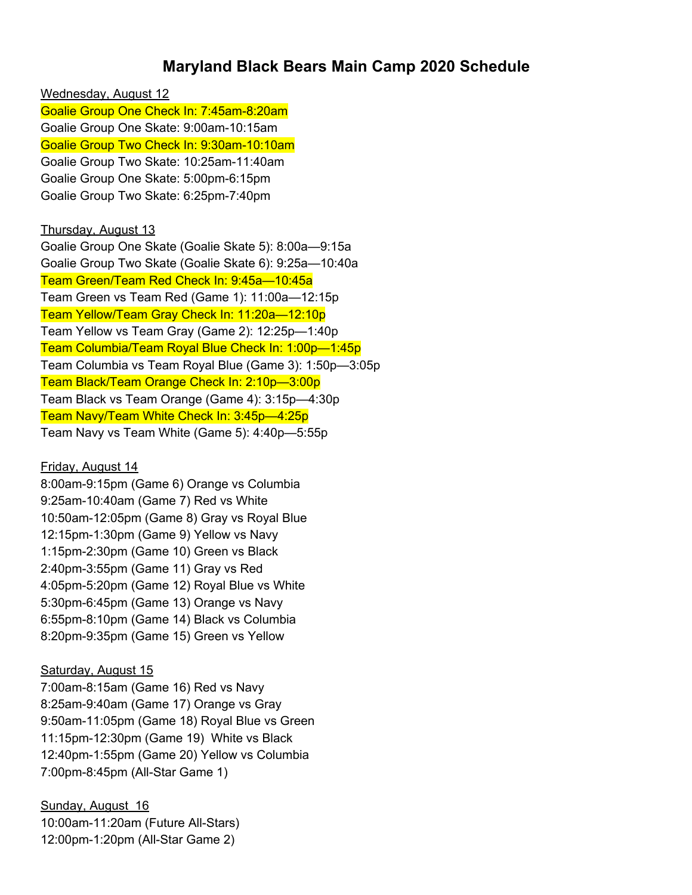# Maryland Black Bears Main Camp 2020 Schedule

Wednesday, August 12

Goalie Group One Check In: 7:45am-8:20am
Goalie Group One Skate: 9:00am-10:15am
Goalie Group Two Check In: 9:30am-10:10am
Goalie Group Two Skate: 10:25am-11:40am
Goalie Group One Skate: 5:00pm-6:15pm
Goalie Group Two Skate: 6:25pm-7:40pm

Thursday, August 13

Goalie Group One Skate (Goalie Skate 5): 8:00a—9:15a
Goalie Group Two Skate (Goalie Skate 6): 9:25a—10:40a
Team Green/Team Red Check In: 9:45a—10:45a
Team Green vs Team Red (Game 1): 11:00a—12:15p
Team Yellow/Team Gray Check In: 11:20a—12:10p
Team Yellow vs Team Gray (Game 2): 12:25p—1:40p
Team Columbia/Team Royal Blue Check In: 1:00p—1:45p
Team Columbia vs Team Royal Blue (Game 3): 1:50p—3:05p
Team Black/Team Orange Check In: 2:10p—3:00p
Team Black vs Team Orange (Game 4): 3:15p—4:30p
Team Navy/Team White Check In: 3:45p—4:25p
Team Navy vs Team White (Game 5): 4:40p—5:55p

Friday, August 14

8:00am-9:15pm (Game 6) Orange vs Columbia
9:25am-10:40am (Game 7) Red vs White
10:50am-12:05pm (Game 8) Gray vs Royal Blue
12:15pm-1:30pm (Game 9) Yellow vs Navy
1:15pm-2:30pm (Game 10) Green vs Black
2:40pm-3:55pm (Game 11) Gray vs Red
4:05pm-5:20pm (Game 12) Royal Blue vs White
5:30pm-6:45pm (Game 13) Orange vs Navy
6:55pm-8:10pm (Game 14) Black vs Columbia
8:20pm-9:35pm (Game 15) Green vs Yellow

Saturday, August 15

7:00am-8:15am (Game 16) Red vs Navy
8:25am-9:40am (Game 17) Orange vs Gray
9:50am-11:05pm (Game 18) Royal Blue vs Green
11:15pm-12:30pm (Game 19) White vs Black
12:40pm-1:55pm (Game 20) Yellow vs Columbia
7:00pm-8:45pm (All-Star Game 1)

Sunday, August 16

10:00am-11:20am (Future All-Stars)
12:00pm-1:20pm (All-Star Game 2)